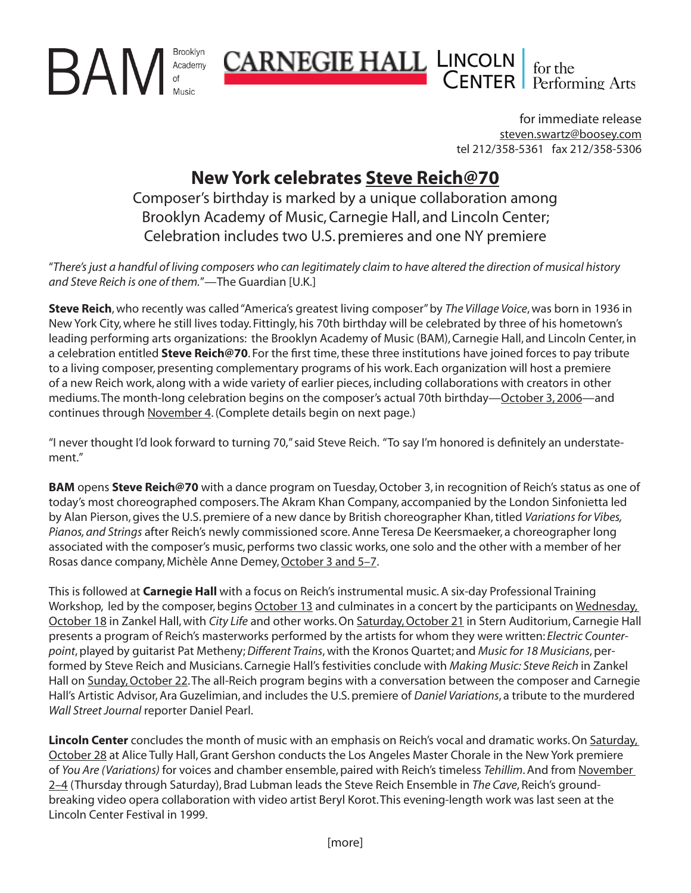BAM Brooklyn Academy of Music | CARNEGIE HALL | LINCOLN CENTER for the Performing Arts

for immediate release
steven.swartz@boosey.com
tel 212/358-5361 fax 212/358-5306

# New York celebrates Steve Reich@70

Composer's birthday is marked by a unique collaboration among Brooklyn Academy of Music, Carnegie Hall, and Lincoln Center; Celebration includes two U.S. premieres and one NY premiere

"*There's just a handful of living composers who can legitimately claim to have altered the direction of musical history and Steve Reich is one of them.*"—The Guardian [U.K.]

**Steve Reich**, who recently was called "America's greatest living composer" by *The Village Voice*, was born in 1936 in New York City, where he still lives today. Fittingly, his 70th birthday will be celebrated by three of his hometown's leading performing arts organizations: the Brooklyn Academy of Music (BAM), Carnegie Hall, and Lincoln Center, in a celebration entitled **Steve Reich@70**. For the first time, these three institutions have joined forces to pay tribute to a living composer, presenting complementary programs of his work. Each organization will host a premiere of a new Reich work, along with a wide variety of earlier pieces, including collaborations with creators in other mediums. The month-long celebration begins on the composer's actual 70th birthday—October 3, 2006—and continues through November 4. (Complete details begin on next page.)

"I never thought I'd look forward to turning 70," said Steve Reich. "To say I'm honored is definitely an understatement."

**BAM** opens **Steve Reich@70** with a dance program on Tuesday, October 3, in recognition of Reich's status as one of today's most choreographed composers. The Akram Khan Company, accompanied by the London Sinfonietta led by Alan Pierson, gives the U.S. premiere of a new dance by British choreographer Khan, titled *Variations for Vibes, Pianos, and Strings* after Reich's newly commissioned score. Anne Teresa De Keersmaeker, a choreographer long associated with the composer's music, performs two classic works, one solo and the other with a member of her Rosas dance company, Michèle Anne Demey, October 3 and 5–7.

This is followed at **Carnegie Hall** with a focus on Reich's instrumental music. A six-day Professional Training Workshop, led by the composer, begins October 13 and culminates in a concert by the participants on Wednesday, October 18 in Zankel Hall, with *City Life* and other works. On Saturday, October 21 in Stern Auditorium, Carnegie Hall presents a program of Reich's masterworks performed by the artists for whom they were written: *Electric Counterpoint*, played by guitarist Pat Metheny; *Different Trains*, with the Kronos Quartet; and *Music for 18 Musicians*, performed by Steve Reich and Musicians. Carnegie Hall's festivities conclude with *Making Music: Steve Reich* in Zankel Hall on Sunday, October 22. The all-Reich program begins with a conversation between the composer and Carnegie Hall's Artistic Advisor, Ara Guzelimian, and includes the U.S. premiere of *Daniel Variations*, a tribute to the murdered *Wall Street Journal* reporter Daniel Pearl.

**Lincoln Center** concludes the month of music with an emphasis on Reich's vocal and dramatic works. On Saturday, October 28 at Alice Tully Hall, Grant Gershon conducts the Los Angeles Master Chorale in the New York premiere of *You Are (Variations)* for voices and chamber ensemble, paired with Reich's timeless *Tehillim*. And from November 2–4 (Thursday through Saturday), Brad Lubman leads the Steve Reich Ensemble in *The Cave*, Reich's groundbreaking video opera collaboration with video artist Beryl Korot. This evening-length work was last seen at the Lincoln Center Festival in 1999.

[more]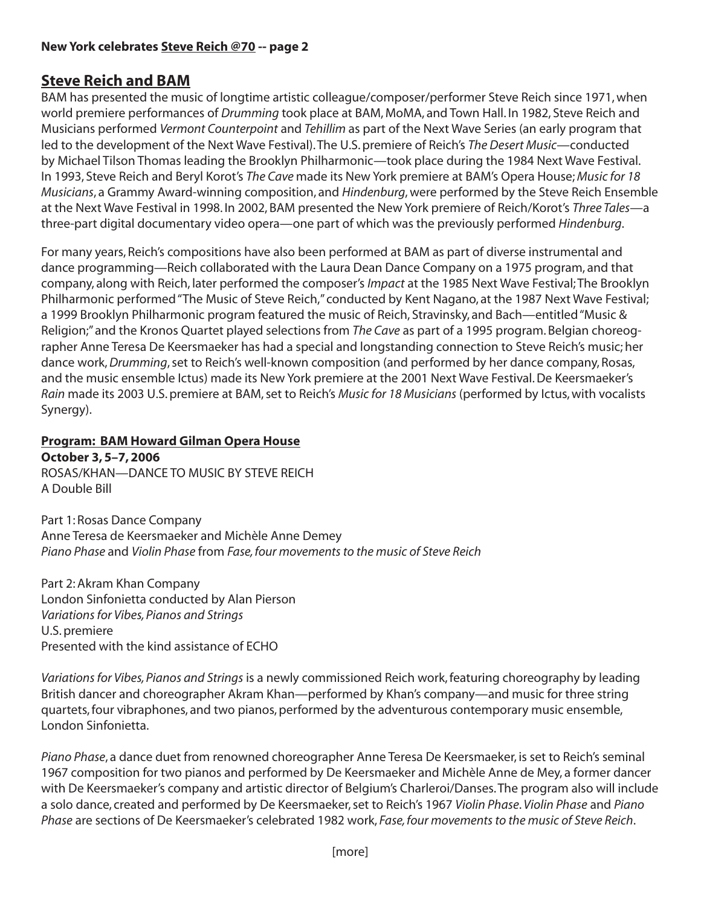## Steve Reich and BAM

BAM has presented the music of longtime artistic colleague/composer/performer Steve Reich since 1971, when world premiere performances of *Drumming* took place at BAM, MoMA, and Town Hall. In 1982, Steve Reich and Musicians performed *Vermont Counterpoint* and *Tehillim* as part of the Next Wave Series (an early program that led to the development of the Next Wave Festival). The U.S. premiere of Reich's *The Desert Music*—conducted by Michael Tilson Thomas leading the Brooklyn Philharmonic—took place during the 1984 Next Wave Festival. In 1993, Steve Reich and Beryl Korot's *The Cave* made its New York premiere at BAM's Opera House; *Music for 18 Musicians*, a Grammy Award-winning composition, and *Hindenburg*, were performed by the Steve Reich Ensemble at the Next Wave Festival in 1998. In 2002, BAM presented the New York premiere of Reich/Korot's *Three Tales*—a three-part digital documentary video opera—one part of which was the previously performed *Hindenburg*.

For many years, Reich's compositions have also been performed at BAM as part of diverse instrumental and dance programming—Reich collaborated with the Laura Dean Dance Company on a 1975 program, and that company, along with Reich, later performed the composer's *Impact* at the 1985 Next Wave Festival; The Brooklyn Philharmonic performed "The Music of Steve Reich," conducted by Kent Nagano, at the 1987 Next Wave Festival; a 1999 Brooklyn Philharmonic program featured the music of Reich, Stravinsky, and Bach—entitled "Music & Religion;" and the Kronos Quartet played selections from *The Cave* as part of a 1995 program. Belgian choreographer Anne Teresa De Keersmaeker has had a special and longstanding connection to Steve Reich's music; her dance work, *Drumming*, set to Reich's well-known composition (and performed by her dance company, Rosas, and the music ensemble Ictus) made its New York premiere at the 2001 Next Wave Festival. De Keersmaeker's *Rain* made its 2003 U.S. premiere at BAM, set to Reich's *Music for 18 Musicians* (performed by Ictus, with vocalists Synergy).

**Program: BAM Howard Gilman Opera House**

**October 3, 5–7, 2006**

ROSAS/KHAN—DANCE TO MUSIC BY STEVE REICH

A Double Bill

Part 1: Rosas Dance Company

Anne Teresa de Keersmaeker and Michèle Anne Demey

*Piano Phase* and *Violin Phase* from *Fase, four movements to the music of Steve Reich*

Part 2: Akram Khan Company

London Sinfonietta conducted by Alan Pierson

*Variations for Vibes, Pianos and Strings*

U.S. premiere

Presented with the kind assistance of ECHO

*Variations for Vibes, Pianos and Strings* is a newly commissioned Reich work, featuring choreography by leading British dancer and choreographer Akram Khan—performed by Khan's company—and music for three string quartets, four vibraphones, and two pianos, performed by the adventurous contemporary music ensemble, London Sinfonietta.

*Piano Phase*, a dance duet from renowned choreographer Anne Teresa De Keersmaeker, is set to Reich's seminal 1967 composition for two pianos and performed by De Keersmaeker and Michèle Anne de Mey, a former dancer with De Keersmaeker's company and artistic director of Belgium's Charleroi/Danses. The program also will include a solo dance, created and performed by De Keersmaeker, set to Reich's 1967 *Violin Phase*. *Violin Phase* and *Piano Phase* are sections of De Keersmaeker's celebrated 1982 work, *Fase, four movements to the music of Steve Reich*.

[more]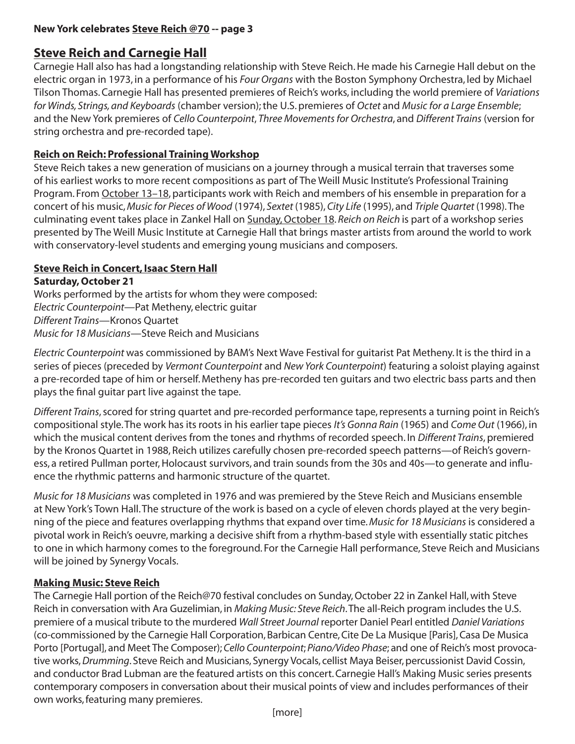**New York celebrates Steve Reich @70 -- page 3**

## Steve Reich and Carnegie Hall

Carnegie Hall also has had a longstanding relationship with Steve Reich. He made his Carnegie Hall debut on the electric organ in 1973, in a performance of his *Four Organs* with the Boston Symphony Orchestra, led by Michael Tilson Thomas. Carnegie Hall has presented premieres of Reich's works, including the world premiere of *Variations for Winds, Strings, and Keyboards* (chamber version); the U.S. premieres of *Octet* and *Music for a Large Ensemble*; and the New York premieres of *Cello Counterpoint*, *Three Movements for Orchestra*, and *Different Trains* (version for string orchestra and pre-recorded tape).

### Reich on Reich: Professional Training Workshop

Steve Reich takes a new generation of musicians on a journey through a musical terrain that traverses some of his earliest works to more recent compositions as part of The Weill Music Institute's Professional Training Program. From October 13–18, participants work with Reich and members of his ensemble in preparation for a concert of his music, *Music for Pieces of Wood* (1974), *Sextet* (1985), *City Life* (1995), and *Triple Quartet* (1998). The culminating event takes place in Zankel Hall on Sunday, October 18. *Reich on Reich* is part of a workshop series presented by The Weill Music Institute at Carnegie Hall that brings master artists from around the world to work with conservatory-level students and emerging young musicians and composers.

### Steve Reich in Concert, Isaac Stern Hall

**Saturday, October 21**

Works performed by the artists for whom they were composed:
*Electric Counterpoint*—Pat Metheny, electric guitar
*Different Trains*—Kronos Quartet
*Music for 18 Musicians*—Steve Reich and Musicians

*Electric Counterpoint* was commissioned by BAM's Next Wave Festival for guitarist Pat Metheny. It is the third in a series of pieces (preceded by *Vermont Counterpoint* and *New York Counterpoint*) featuring a soloist playing against a pre-recorded tape of him or herself. Metheny has pre-recorded ten guitars and two electric bass parts and then plays the final guitar part live against the tape.

*Different Trains*, scored for string quartet and pre-recorded performance tape, represents a turning point in Reich's compositional style. The work has its roots in his earlier tape pieces *It's Gonna Rain* (1965) and *Come Out* (1966), in which the musical content derives from the tones and rhythms of recorded speech. In *Different Trains*, premiered by the Kronos Quartet in 1988, Reich utilizes carefully chosen pre-recorded speech patterns—of Reich's governess, a retired Pullman porter, Holocaust survivors, and train sounds from the 30s and 40s—to generate and influence the rhythmic patterns and harmonic structure of the quartet.

*Music for 18 Musicians* was completed in 1976 and was premiered by the Steve Reich and Musicians ensemble at New York's Town Hall. The structure of the work is based on a cycle of eleven chords played at the very beginning of the piece and features overlapping rhythms that expand over time. *Music for 18 Musicians* is considered a pivotal work in Reich's oeuvre, marking a decisive shift from a rhythm-based style with essentially static pitches to one in which harmony comes to the foreground. For the Carnegie Hall performance, Steve Reich and Musicians will be joined by Synergy Vocals.

### Making Music: Steve Reich

The Carnegie Hall portion of the Reich@70 festival concludes on Sunday, October 22 in Zankel Hall, with Steve Reich in conversation with Ara Guzelimian, in *Making Music: Steve Reich*. The all-Reich program includes the U.S. premiere of a musical tribute to the murdered *Wall Street Journal* reporter Daniel Pearl entitled *Daniel Variations* (co-commissioned by the Carnegie Hall Corporation, Barbican Centre, Cite De La Musique [Paris], Casa De Musica Porto [Portugal], and Meet The Composer); *Cello Counterpoint*; *Piano/Video Phase*; and one of Reich's most provocative works, *Drumming*. Steve Reich and Musicians, Synergy Vocals, cellist Maya Beiser, percussionist David Cossin, and conductor Brad Lubman are the featured artists on this concert. Carnegie Hall's Making Music series presents contemporary composers in conversation about their musical points of view and includes performances of their own works, featuring many premieres.

[more]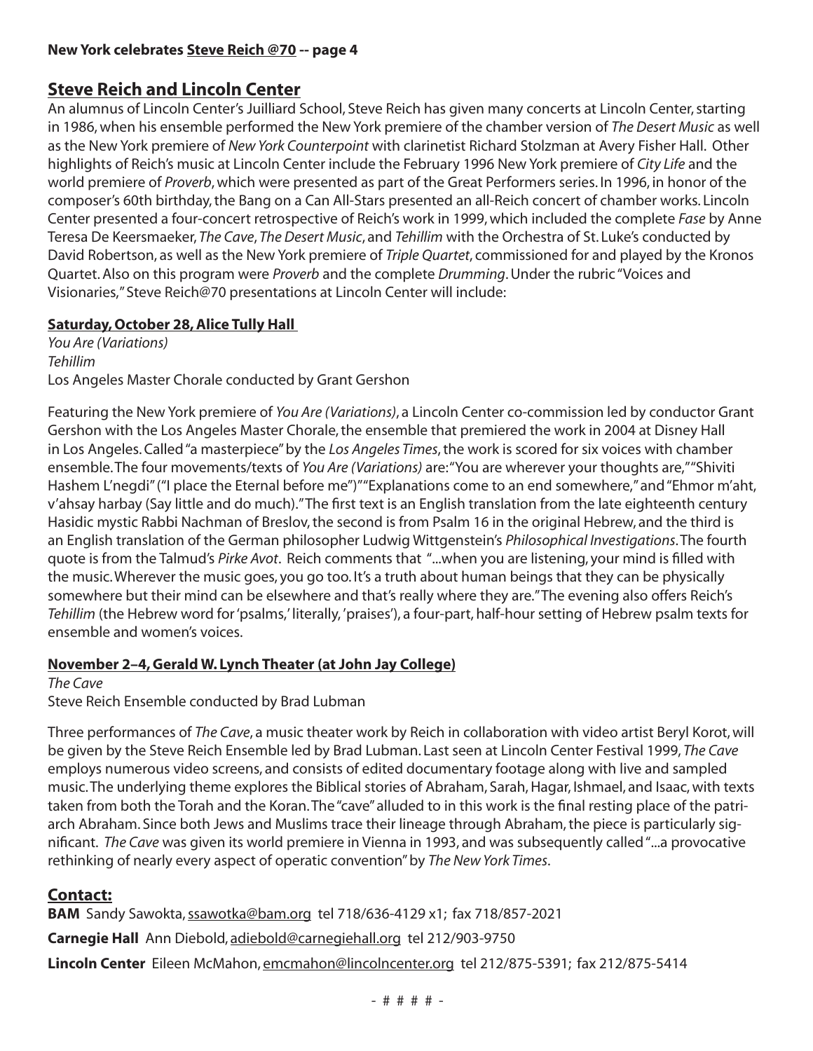**New York celebrates Steve Reich @70 -- page 4**

## Steve Reich and Lincoln Center

An alumnus of Lincoln Center's Juilliard School, Steve Reich has given many concerts at Lincoln Center, starting in 1986, when his ensemble performed the New York premiere of the chamber version of *The Desert Music* as well as the New York premiere of *New York Counterpoint* with clarinetist Richard Stolzman at Avery Fisher Hall. Other highlights of Reich's music at Lincoln Center include the February 1996 New York premiere of *City Life* and the world premiere of *Proverb*, which were presented as part of the Great Performers series. In 1996, in honor of the composer's 60th birthday, the Bang on a Can All-Stars presented an all-Reich concert of chamber works. Lincoln Center presented a four-concert retrospective of Reich's work in 1999, which included the complete *Fase* by Anne Teresa De Keersmaeker, *The Cave*, *The Desert Music*, and *Tehillim* with the Orchestra of St. Luke's conducted by David Robertson, as well as the New York premiere of *Triple Quartet*, commissioned for and played by the Kronos Quartet. Also on this program were *Proverb* and the complete *Drumming*. Under the rubric "Voices and Visionaries," Steve Reich@70 presentations at Lincoln Center will include:

**Saturday, October 28, Alice Tully Hall**

*You Are (Variations)*
*Tehillim*
Los Angeles Master Chorale conducted by Grant Gershon

Featuring the New York premiere of *You Are (Variations)*, a Lincoln Center co-commission led by conductor Grant Gershon with the Los Angeles Master Chorale, the ensemble that premiered the work in 2004 at Disney Hall in Los Angeles. Called "a masterpiece" by the *Los Angeles Times*, the work is scored for six voices with chamber ensemble. The four movements/texts of *You Are (Variations)* are: "You are wherever your thoughts are," "Shiviti Hashem L'negdi" ("I place the Eternal before me")" "Explanations come to an end somewhere," and "Ehmor m'aht, v'ahsay harbay (Say little and do much)." The first text is an English translation from the late eighteenth century Hasidic mystic Rabbi Nachman of Breslov, the second is from Psalm 16 in the original Hebrew, and the third is an English translation of the German philosopher Ludwig Wittgenstein's *Philosophical Investigations*. The fourth quote is from the Talmud's *Pirke Avot*. Reich comments that "...when you are listening, your mind is filled with the music. Wherever the music goes, you go too. It's a truth about human beings that they can be physically somewhere but their mind can be elsewhere and that's really where they are." The evening also offers Reich's *Tehillim* (the Hebrew word for 'psalms,' literally, 'praises'), a four-part, half-hour setting of Hebrew psalm texts for ensemble and women's voices.

**November 2–4, Gerald W. Lynch Theater (at John Jay College)**

*The Cave*
Steve Reich Ensemble conducted by Brad Lubman

Three performances of *The Cave*, a music theater work by Reich in collaboration with video artist Beryl Korot, will be given by the Steve Reich Ensemble led by Brad Lubman. Last seen at Lincoln Center Festival 1999, *The Cave* employs numerous video screens, and consists of edited documentary footage along with live and sampled music. The underlying theme explores the Biblical stories of Abraham, Sarah, Hagar, Ishmael, and Isaac, with texts taken from both the Torah and the Koran. The "cave" alluded to in this work is the final resting place of the patriarch Abraham. Since both Jews and Muslims trace their lineage through Abraham, the piece is particularly significant. *The Cave* was given its world premiere in Vienna in 1993, and was subsequently called "...a provocative rethinking of nearly every aspect of operatic convention" by *The New York Times*.

## Contact:

**BAM** Sandy Sawokta, ssawotka@bam.org tel 718/636-4129 x1; fax 718/857-2021

**Carnegie Hall** Ann Diebold, adiebold@carnegiehall.org tel 212/903-9750

**Lincoln Center** Eileen McMahon, emcmahon@lincolncenter.org tel 212/875-5391; fax 212/875-5414

- # # # # -